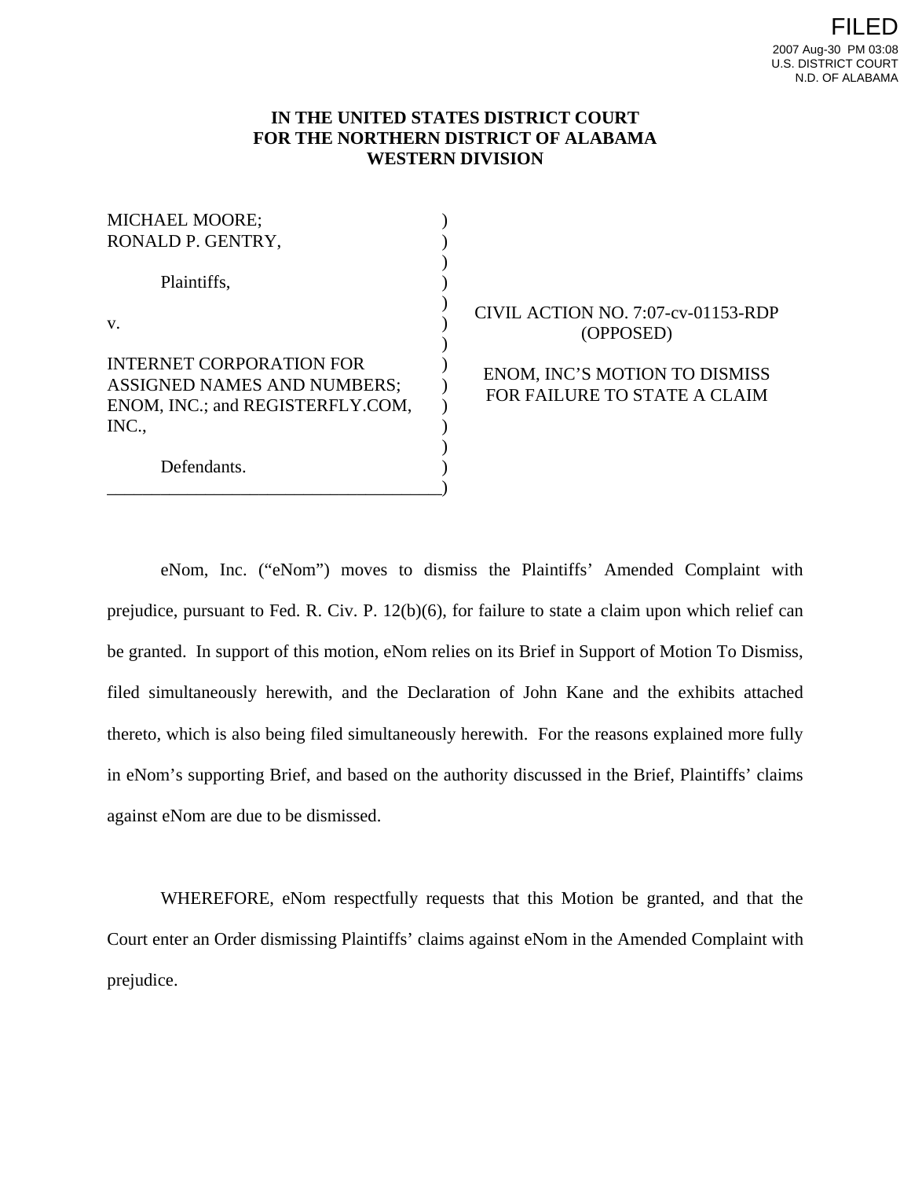FILED
2007 Aug-30 PM 03:08
U.S. DISTRICT COURT
N.D. OF ALABAMA

**IN THE UNITED STATES DISTRICT COURT**
**FOR THE NORTHERN DISTRICT OF ALABAMA**
**WESTERN DIVISION**

| | | |
|---|---|---|
| MICHAEL MOORE;<br>RONALD P. GENTRY,<br><br>Plaintiffs,<br><br>v.<br><br>INTERNET CORPORATION FOR ASSIGNED NAMES AND NUMBERS; ENOM, INC.; and REGISTERFLY.COM, INC.,<br><br>Defendants. | ) | CIVIL ACTION NO. 7:07-cv-01153-RDP<br>(OPPOSED)<br><br>ENOM, INC'S MOTION TO DISMISS FOR FAILURE TO STATE A CLAIM |

eNom, Inc. ("eNom") moves to dismiss the Plaintiffs' Amended Complaint with prejudice, pursuant to Fed. R. Civ. P. 12(b)(6), for failure to state a claim upon which relief can be granted. In support of this motion, eNom relies on its Brief in Support of Motion To Dismiss, filed simultaneously herewith, and the Declaration of John Kane and the exhibits attached thereto, which is also being filed simultaneously herewith. For the reasons explained more fully in eNom's supporting Brief, and based on the authority discussed in the Brief, Plaintiffs' claims against eNom are due to be dismissed.

WHEREFORE, eNom respectfully requests that this Motion be granted, and that the Court enter an Order dismissing Plaintiffs' claims against eNom in the Amended Complaint with prejudice.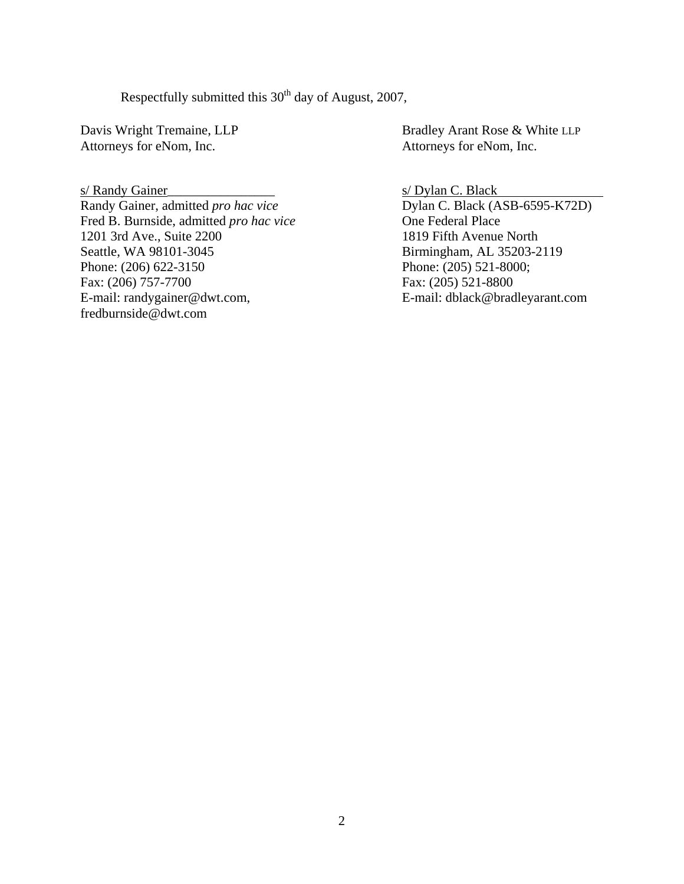Respectfully submitted this 30th day of August, 2007,

Davis Wright Tremaine, LLP
Attorneys for eNom, Inc.

s/ Randy Gainer________________
Randy Gainer, admitted *pro hac vice*
Fred B. Burnside, admitted *pro hac vice*
1201 3rd Ave., Suite 2200
Seattle, WA 98101-3045
Phone: (206) 622-3150
Fax: (206) 757-7700
E-mail: randygainer@dwt.com,
fredburnside@dwt.com

Bradley Arant Rose & White LLP
Attorneys for eNom, Inc.

s/ Dylan C. Black
Dylan C. Black (ASB-6595-K72D)
One Federal Place
1819 Fifth Avenue North
Birmingham, AL 35203-2119
Phone: (205) 521-8000;
Fax: (205) 521-8800
E-mail: dblack@bradleyarant.com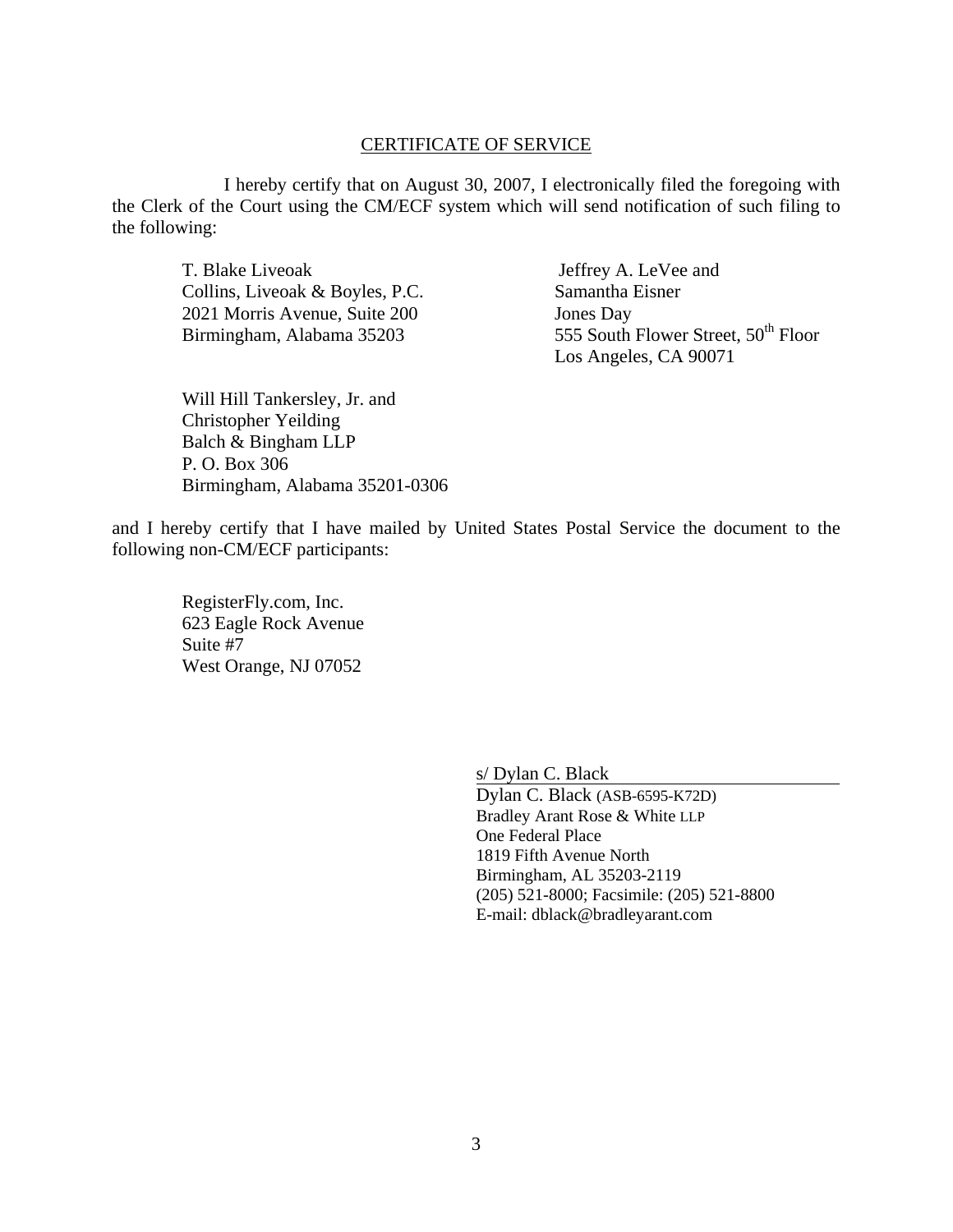CERTIFICATE OF SERVICE

I hereby certify that on August 30, 2007, I electronically filed the foregoing with the Clerk of the Court using the CM/ECF system which will send notification of such filing to the following:

T. Blake Liveoak
Collins, Liveoak & Boyles, P.C.
2021 Morris Avenue, Suite 200
Birmingham, Alabama 35203

Jeffrey A. LeVee and
Samantha Eisner
Jones Day
555 South Flower Street, 50th Floor
Los Angeles, CA 90071

Will Hill Tankersley, Jr. and
Christopher Yeilding
Balch & Bingham LLP
P. O. Box 306
Birmingham, Alabama 35201-0306

and I hereby certify that I have mailed by United States Postal Service the document to the following non-CM/ECF participants:

RegisterFly.com, Inc.
623 Eagle Rock Avenue
Suite #7
West Orange, NJ 07052

s/ Dylan C. Black
Dylan C. Black (ASB-6595-K72D)
Bradley Arant Rose & White LLP
One Federal Place
1819 Fifth Avenue North
Birmingham, AL 35203-2119
(205) 521-8000; Facsimile: (205) 521-8800
E-mail: dblack@bradleyarant.com